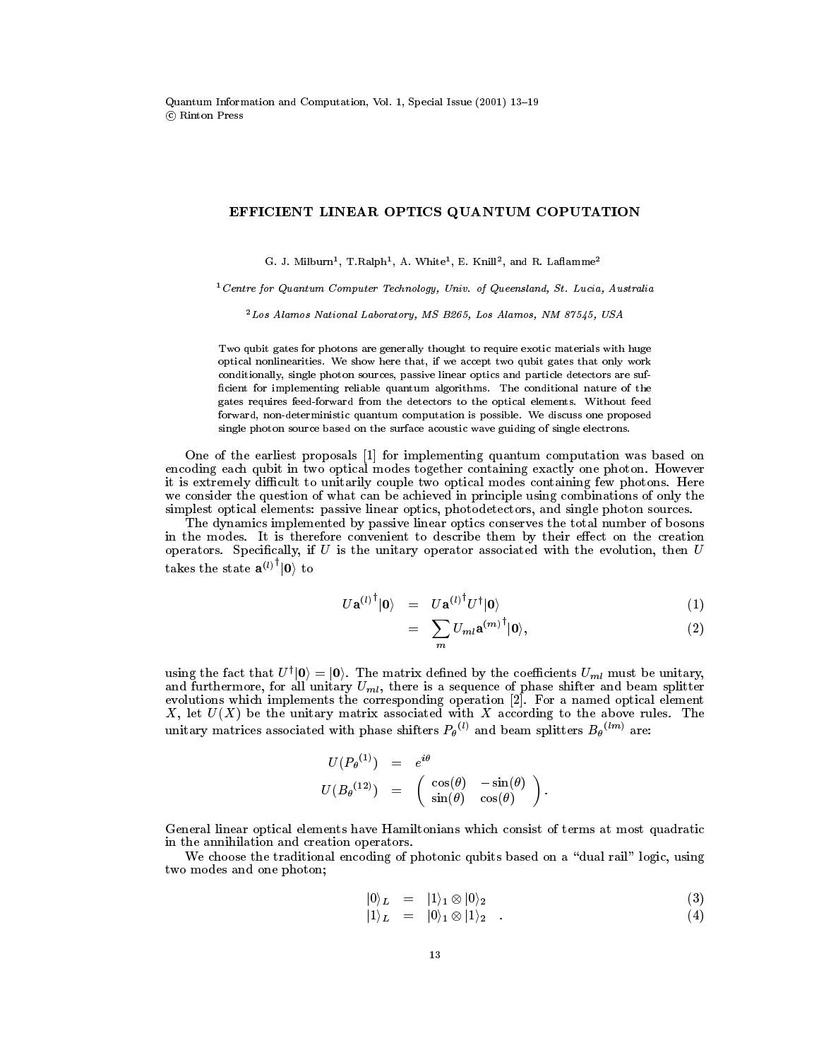# EFFICIENT LINEAR OPTICS QUANTUM COPUTATION

G. J. Milburn[1], T.Ralph[1], A. White[1], E. Knill[2], and R. Laflamme[2]

[1] *Centre for Quantum Computer Technology, Univ. of Queensland, St. Lucia, Australia*

[2] *Los Alamos National Laboratory, MS B265, Los Alamos, NM 87545, USA*

Two qubit gates for photons are generally thought to require exotic materials with huge optical nonlinearities. We show here that, if we accept two qubit gates that only work conditionally, single photon sources, passive linear optics and particle detectors are sufficient for implementing reliable quantum algorithms. The conditional nature of the gates requires feed-forward from the detectors to the optical elements. Without feed forward, non-deterministic quantum computation is possible. We discuss one proposed single photon source based on the surface acoustic wave guiding of single electrons.

One of the earliest proposals [1] for implementing quantum computation was based on encoding each qubit in two optical modes together containing exactly one photon. However it is extremely difficult to unitarily couple two optical modes containing few photons. Here we consider the question of what can be achieved in principle using combinations of only the simplest optical elements: passive linear optics, photodetectors, and single photon sources.

The dynamics implemented by passive linear optics conserves the total number of bosons in the modes. It is therefore convenient to describe them by their effect on the creation operators. Specifically, if $U$ is the unitary operator associated with the evolution, then $U$ takes the state ${\mathbf{a}^{(l)}}^\dagger|\mathbf{0}\rangle$ to

$$
\begin{aligned}
U{\mathbf{a}^{(l)}}^\dagger|\mathbf{0}\rangle &= U{\mathbf{a}^{(l)}}^\dagger U^\dagger|\mathbf{0}\rangle & (1)\\
&= \sum_m U_{ml}{\mathbf{a}^{(m)}}^\dagger|\mathbf{0}\rangle, & (2)
\end{aligned}
$$

using the fact that $U^\dagger|\mathbf{0}\rangle = |\mathbf{0}\rangle$. The matrix defined by the coefficients $U_{ml}$ must be unitary, and furthermore, for all unitary $U_{ml}$, there is a sequence of phase shifter and beam splitter evolutions which implements the corresponding operation [2]. For a named optical element $X$, let $U(X)$ be the unitary matrix associated with $X$ according to the above rules. The unitary matrices associated with phase shifters ${P_\theta}^{(l)}$ and beam splitters ${B_\theta}^{(lm)}$ are:

$$
\begin{aligned}
U({P_\theta}^{(1)}) &= e^{i\theta}\\
U({B_\theta}^{(12)}) &= \begin{pmatrix} \cos(\theta) & -\sin(\theta) \\ \sin(\theta) & \cos(\theta) \end{pmatrix}.
\end{aligned}
$$

General linear optical elements have Hamiltonians which consist of terms at most quadratic in the annihilation and creation operators.

We choose the traditional encoding of photonic qubits based on a "dual rail" logic, using two modes and one photon;

$$
\begin{aligned}
|0\rangle_L &= |1\rangle_1 \otimes |0\rangle_2 & (3)\\
|1\rangle_L &= |0\rangle_1 \otimes |1\rangle_2 \quad . & (4)
\end{aligned}
$$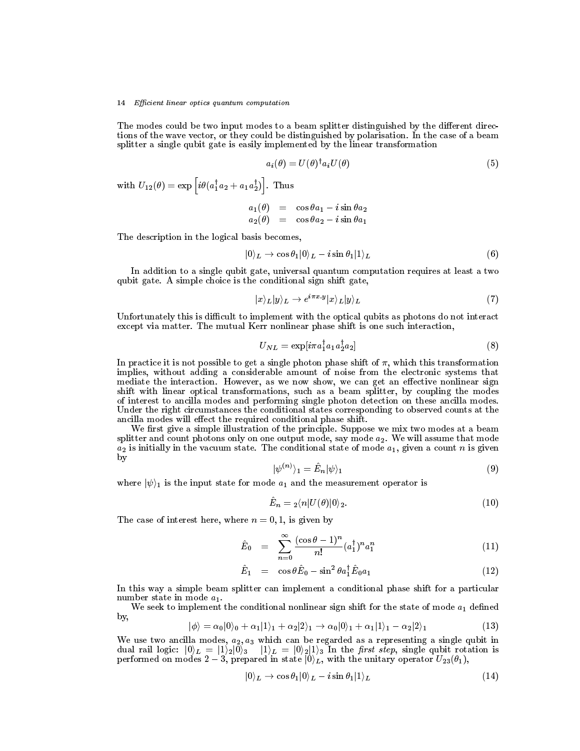The modes could be two input modes to a beam splitter distinguished by the different directions of the wave vector, or they could be distinguished by polarisation. In the case of a beam splitter a single qubit gate is easily implemented by the linear transformation

$$a_i(\theta) = U(\theta)^\dagger a_i U(\theta) \tag{5}$$

with $U_{12}(\theta) = \exp\left[i\theta(a_1^\dagger a_2 + a_1 a_2^\dagger)\right]$. Thus

$$\begin{aligned} a_1(\theta) &= \cos\theta a_1 - i\sin\theta a_2 \\ a_2(\theta) &= \cos\theta a_2 - i\sin\theta a_1 \end{aligned}$$

The description in the logical basis becomes,

$$|0\rangle_L \to \cos\theta_1 |0\rangle_L - i\sin\theta_1 |1\rangle_L \tag{6}$$

In addition to a single qubit gate, universal quantum computation requires at least a two qubit gate. A simple choice is the conditional sign shift gate,

$$|x\rangle_L |y\rangle_L \to e^{i\pi x.y} |x\rangle_L |y\rangle_L \tag{7}$$

Unfortunately this is difficult to implement with the optical qubits as photons do not interact except via matter. The mutual Kerr nonlinear phase shift is one such interaction,

$$U_{NL} = \exp[i\pi a_1^\dagger a_1 a_2^\dagger a_2] \tag{8}$$

In practice it is not possible to get a single photon phase shift of $\pi$, which this transformation implies, without adding a considerable amount of noise from the electronic systems that mediate the interaction. However, as we now show, we can get an effective nonlinear sign shift with linear optical transformations, such as a beam splitter, by coupling the modes of interest to ancilla modes and performing single photon detection on these ancilla modes. Under the right circumstances the conditional states corresponding to observed counts at the ancilla modes will effect the required conditional phase shift.

We first give a simple illustration of the principle. Suppose we mix two modes at a beam splitter and count photons only on one output mode, say mode $a_2$. We will assume that mode $a_2$ is initially in the vacuum state. The conditional state of mode $a_1$, given a count $n$ is given by

$$|\psi^{(n)}\rangle_1 = \hat{E}_n |\psi\rangle_1 \tag{9}$$

where $|\psi\rangle_1$ is the input state for mode $a_1$ and the measurement operator is

$$\hat{E}_n = {}_2\langle n|U(\theta)|0\rangle_2. \tag{10}$$

The case of interest here, where $n = 0, 1$, is given by

$$\hat{E}_0 = \sum_{n=0}^{\infty} \frac{(\cos\theta - 1)^n}{n!} (a_1^\dagger)^n a_1^n \tag{11}$$

$$\hat{E}_1 = \cos\theta \hat{E}_0 - \sin^2\theta a_1^\dagger \hat{E}_0 a_1 \tag{12}$$

In this way a simple beam splitter can implement a conditional phase shift for a particular number state in mode $a_1$.

We seek to implement the conditional nonlinear sign shift for the state of mode $a_1$ defined by,

$$|\phi\rangle = \alpha_0|0\rangle_0 + \alpha_1|1\rangle_1 + \alpha_2|2\rangle_1 \to \alpha_0|0\rangle_1 + \alpha_1|1\rangle_1 - \alpha_2|2\rangle_1 \tag{13}$$

We use two ancilla modes, $a_2, a_3$ which can be regarded as a representing a single qubit in dual rail logic: $|0\rangle_L = |1\rangle_2|0\rangle_3 \quad |1\rangle_L = |0\rangle_2|1\rangle_3$ In the *first step*, single qubit rotation is performed on modes $2-3$, prepared in state $|0\rangle_L$, with the unitary operator $U_{23}(\theta_1)$,

$$|0\rangle_L \to \cos\theta_1|0\rangle_L - i\sin\theta_1|1\rangle_L \tag{14}$$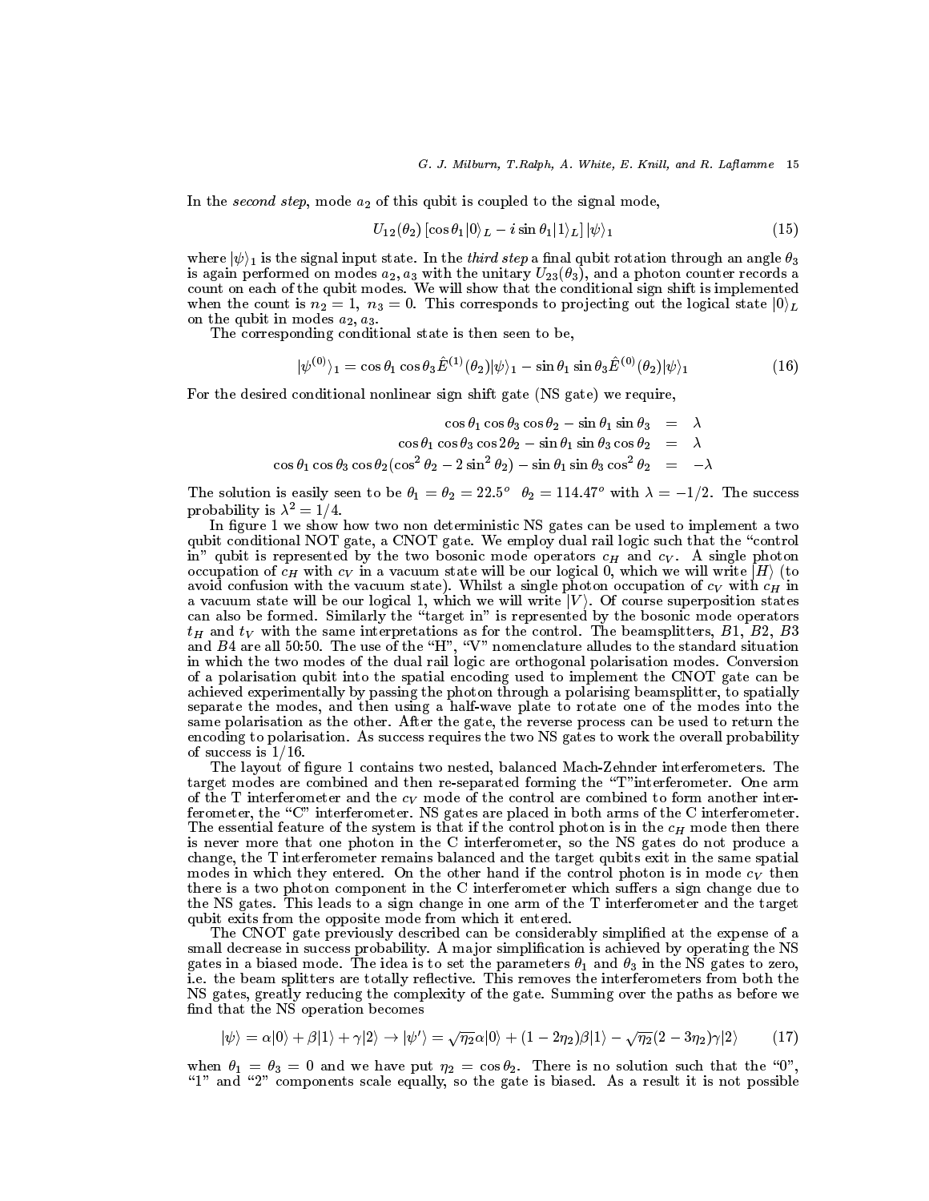In the *second step*, mode $a_2$ of this qubit is coupled to the signal mode,

$$U_{12}(\theta_2)\left[\cos\theta_1|0\rangle_L - i\sin\theta_1|1\rangle_L\right]|\psi\rangle_1 \tag{15}$$

where $|\psi\rangle_1$ is the signal input state. In the *third step* a final qubit rotation through an angle $\theta_3$ is again performed on modes $a_2, a_3$ with the unitary $U_{23}(\theta_3)$, and a photon counter records a count on each of the qubit modes. We will show that the conditional sign shift is implemented when the count is $n_2 = 1,\ n_3 = 0$. This corresponds to projecting out the logical state $|0\rangle_L$ on the qubit in modes $a_2, a_3$.

The corresponding conditional state is then seen to be,

$$|\psi^{(0)}\rangle_1 = \cos\theta_1\cos\theta_3\hat{E}^{(1)}(\theta_2)|\psi\rangle_1 - \sin\theta_1\sin\theta_3\hat{E}^{(0)}(\theta_2)|\psi\rangle_1 \tag{16}$$

For the desired conditional nonlinear sign shift gate (NS gate) we require,

$$\begin{aligned}
\cos\theta_1\cos\theta_3\cos\theta_2 - \sin\theta_1\sin\theta_3 &= \lambda \\
\cos\theta_1\cos\theta_3\cos 2\theta_2 - \sin\theta_1\sin\theta_3\cos\theta_2 &= \lambda \\
\cos\theta_1\cos\theta_3\cos\theta_2(\cos^2\theta_2 - 2\sin^2\theta_2) - \sin\theta_1\sin\theta_3\cos^2\theta_2 &= -\lambda
\end{aligned}$$

The solution is easily seen to be $\theta_1 = \theta_2 = 22.5^o \quad \theta_2 = 114.47^o$ with $\lambda = -1/2$. The success probability is $\lambda^2 = 1/4$.

In figure 1 we show how two non deterministic NS gates can be used to implement a two qubit conditional NOT gate, a CNOT gate. We employ dual rail logic such that the "control in" qubit is represented by the two bosonic mode operators $c_H$ and $c_V$. A single photon occupation of $c_H$ with $c_V$ in a vacuum state will be our logical 0, which we will write $|H\rangle$ (to avoid confusion with the vacuum state). Whilst a single photon occupation of $c_V$ with $c_H$ in a vacuum state will be our logical 1, which we will write $|V\rangle$. Of course superposition states can also be formed. Similarly the "target in" is represented by the bosonic mode operators $t_H$ and $t_V$ with the same interpretations as for the control. The beamsplitters, $B1$, $B2$, $B3$ and $B4$ are all 50:50. The use of the "H", "V" nomenclature alludes to the standard situation in which the two modes of the dual rail logic are orthogonal polarisation modes. Conversion of a polarisation qubit into the spatial encoding used to implement the CNOT gate can be achieved experimentally by passing the photon through a polarising beamsplitter, to spatially separate the modes, and then using a half-wave plate to rotate one of the modes into the same polarisation as the other. After the gate, the reverse process can be used to return the encoding to polarisation. As success requires the two NS gates to work the overall probability of success is $1/16$.

The layout of figure 1 contains two nested, balanced Mach-Zehnder interferometers. The target modes are combined and then re-separated forming the "T"interferometer. One arm of the T interferometer and the $c_V$ mode of the control are combined to form another interferometer, the "C" interferometer. NS gates are placed in both arms of the C interferometer. The essential feature of the system is that if the control photon is in the $c_H$ mode then there is never more that one photon in the C interferometer, so the NS gates do not produce a change, the T interferometer remains balanced and the target qubits exit in the same spatial modes in which they entered. On the other hand if the control photon is in mode $c_V$ then there is a two photon component in the C interferometer which suffers a sign change due to the NS gates. This leads to a sign change in one arm of the T interferometer and the target qubit exits from the opposite mode from which it entered.

The CNOT gate previously described can be considerably simplified at the expense of a small decrease in success probability. A major simplification is achieved by operating the NS gates in a biased mode. The idea is to set the parameters $\theta_1$ and $\theta_3$ in the NS gates to zero, i.e. the beam splitters are totally reflective. This removes the interferometers from both the NS gates, greatly reducing the complexity of the gate. Summing over the paths as before we find that the NS operation becomes

$$|\psi\rangle = \alpha|0\rangle + \beta|1\rangle + \gamma|2\rangle \rightarrow |\psi'\rangle = \sqrt{\eta_2}\alpha|0\rangle + (1 - 2\eta_2)\beta|1\rangle - \sqrt{\eta_2}(2 - 3\eta_2)\gamma|2\rangle \tag{17}$$

when $\theta_1 = \theta_3 = 0$ and we have put $\eta_2 = \cos\theta_2$. There is no solution such that the "0", "1" and "2" components scale equally, so the gate is biased. As a result it is not possible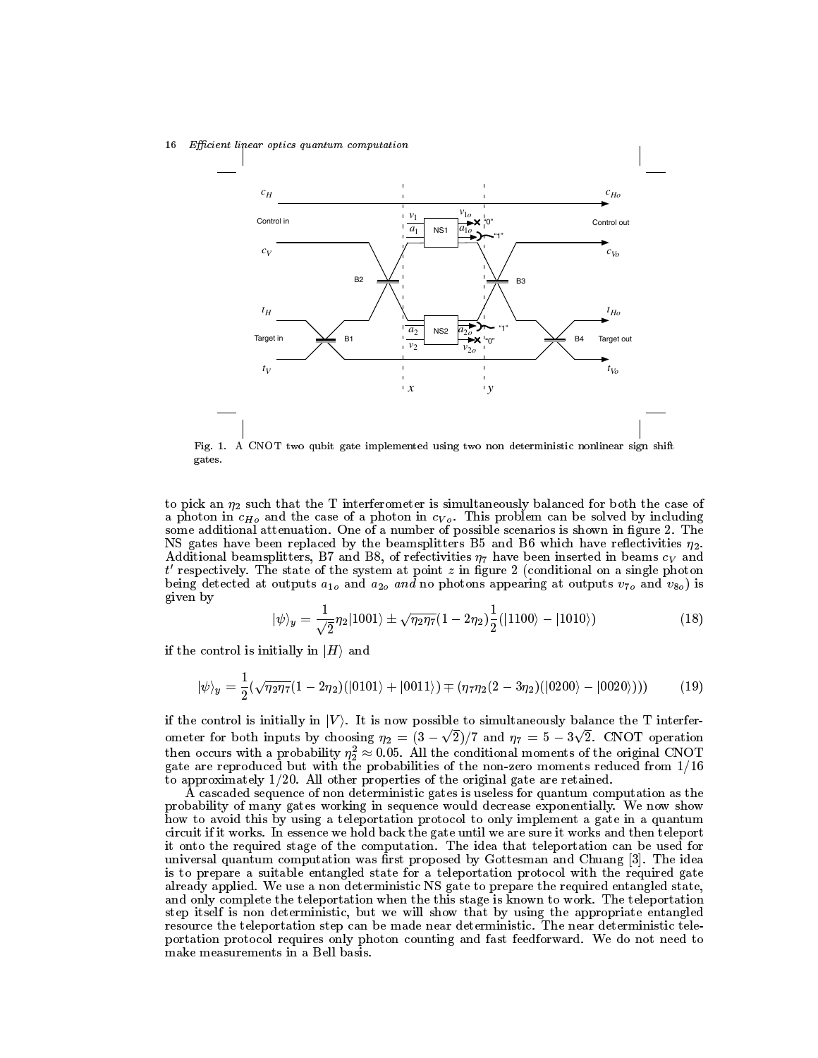Fig. 1. A CNOT two qubit gate implemented using two non deterministic nonlinear sign shift gates.

to pick an $\eta_2$ such that the T interferometer is simultaneously balanced for both the case of a photon in $c_{Ho}$ and the case of a photon in $c_{Vo}$. This problem can be solved by including some additional attenuation. One of a number of possible scenarios is shown in figure 2. The NS gates have been replaced by the beamsplitters B5 and B6 which have reflectivities $\eta_2$. Additional beamsplitters, B7 and B8, of refectivities $\eta_7$ have been inserted in beams $c_V$ and $t'$ respectively. The state of the system at point $z$ in figure 2 (conditional on a single photon being detected at outputs $a_{1o}$ and $a_{2o}$ *and* no photons appearing at outputs $v_{7o}$ and $v_{8o}$) is given by

$$|\psi\rangle_y = \frac{1}{\sqrt{2}}\eta_2|1001\rangle \pm \sqrt{\eta_2\eta_7}(1-2\eta_2)\frac{1}{2}(|1100\rangle - |1010\rangle) \tag{18}$$

if the control is initially in $|H\rangle$ and

$$|\psi\rangle_y = \frac{1}{2}(\sqrt{\eta_2\eta_7}(1-2\eta_2)(|0101\rangle + |0011\rangle) \mp (\eta_7\eta_2(2-3\eta_2)(|0200\rangle - |0020\rangle))) \tag{19}$$

if the control is initially in $|V\rangle$. It is now possible to simultaneously balance the T interferometer for both inputs by choosing $\eta_2 = (3-\sqrt{2})/7$ and $\eta_7 = 5 - 3\sqrt{2}$. CNOT operation then occurs with a probability $\eta_2^2 \approx 0.05$. All the conditional moments of the original CNOT gate are reproduced but with the probabilities of the non-zero moments reduced from $1/16$ to approximately $1/20$. All other properties of the original gate are retained.

A cascaded sequence of non deterministic gates is useless for quantum computation as the probability of many gates working in sequence would decrease exponentially. We now show how to avoid this by using a teleportation protocol to only implement a gate in a quantum circuit if it works. In essence we hold back the gate until we are sure it works and then teleport it onto the required stage of the computation. The idea that teleportation can be used for universal quantum computation was first proposed by Gottesman and Chuang [3]. The idea is to prepare a suitable entangled state for a teleportation protocol with the required gate already applied. We use a non deterministic NS gate to prepare the required entangled state, and only complete the teleportation when the this stage is known to work. The teleportation step itself is non deterministic, but we will show that by using the appropriate entangled resource the teleportation step can be made near deterministic. The near deterministic teleportation protocol requires only photon counting and fast feedforward. We do not need to make measurements in a Bell basis.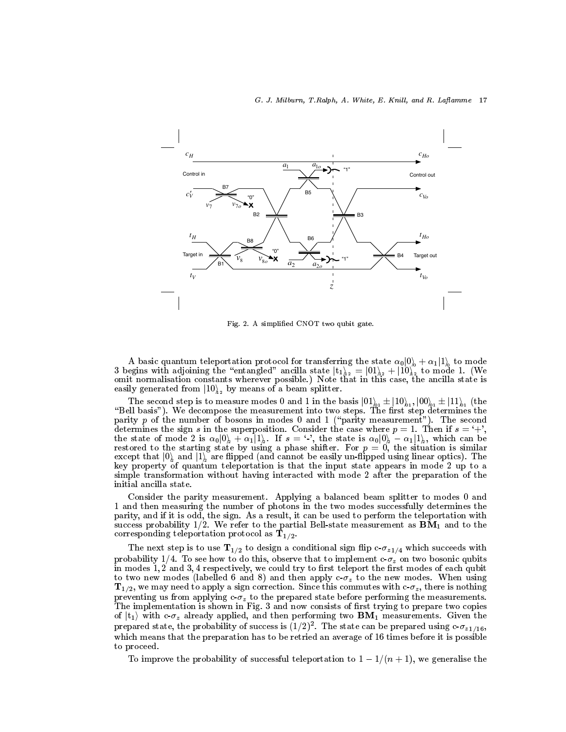Fig. 2. A simplified CNOT two qubit gate.

A basic quantum teleportation protocol for transferring the state $\alpha_0|0\rangle_0 + \alpha_1|1\rangle_0$ to mode 3 begins with adjoining the "entangled" ancilla state $|t_1\rangle_{12} = |01\rangle_{12} + |10\rangle_{12}$ to mode 1. (We omit normalisation constants wherever possible.) Note that in this case, the ancilla state is easily generated from $|10\rangle_{12}$ by means of a beam splitter.

The second step is to measure modes 0 and 1 in the basis $|01\rangle_{01} \pm |10\rangle_{01}, |00\rangle_{01} \pm |11\rangle_{01}$ (the "Bell basis"). We decompose the measurement into two steps. The first step determines the parity $p$ of the number of bosons in modes 0 and 1 ("parity measurement"). The second determines the sign $s$ in the superposition. Consider the case where $p = 1$. Then if $s =$ '+', the state of mode 2 is $\alpha_0|0\rangle_2 + \alpha_1|1\rangle_2$. If $s =$ '-', the state is $\alpha_0|0\rangle_2 - \alpha_1|1\rangle_2$, which can be restored to the starting state by using a phase shifter. For $p = 0$, the situation is similar except that $|0\rangle_2$ and $|1\rangle_2$ are flipped (and cannot be easily un-flipped using linear optics). The key property of quantum teleportation is that the input state appears in mode 2 up to a simple transformation without having interacted with mode 2 after the preparation of the initial ancilla state.

Consider the parity measurement. Applying a balanced beam splitter to modes 0 and 1 and then measuring the number of photons in the two modes successfully determines the parity, and if it is odd, the sign. As a result, it can be used to perform the teleportation with success probability 1/2. We refer to the partial Bell-state measurement as $\mathbf{BM}_1$ and to the corresponding teleportation protocol as $\mathbf{T}_{1/2}$.

The next step is to use $\mathbf{T}_{1/2}$ to design a conditional sign flip c-$\sigma_{z1/4}$ which succeeds with probability 1/4. To see how to do this, observe that to implement c-$\sigma_z$ on two bosonic qubits in modes 1, 2 and 3, 4 respectively, we could try to first teleport the first modes of each qubit to two new modes (labelled 6 and 8) and then apply c-$\sigma_z$ to the new modes. When using $\mathbf{T}_{1/2}$, we may need to apply a sign correction. Since this commutes with c-$\sigma_z$, there is nothing preventing us from applying c-$\sigma_z$ to the prepared state before performing the measurements. The implementation is shown in Fig. 3 and now consists of first trying to prepare two copies of $|t_1\rangle$ with c-$\sigma_z$ already applied, and then performing two $\mathbf{BM}_1$ measurements. Given the prepared state, the probability of success is $(1/2)^2$. The state can be prepared using c-$\sigma_{z1/16}$, which means that the preparation has to be retried an average of 16 times before it is possible to proceed.

To improve the probability of successful teleportation to $1 - 1/(n+1)$, we generalise the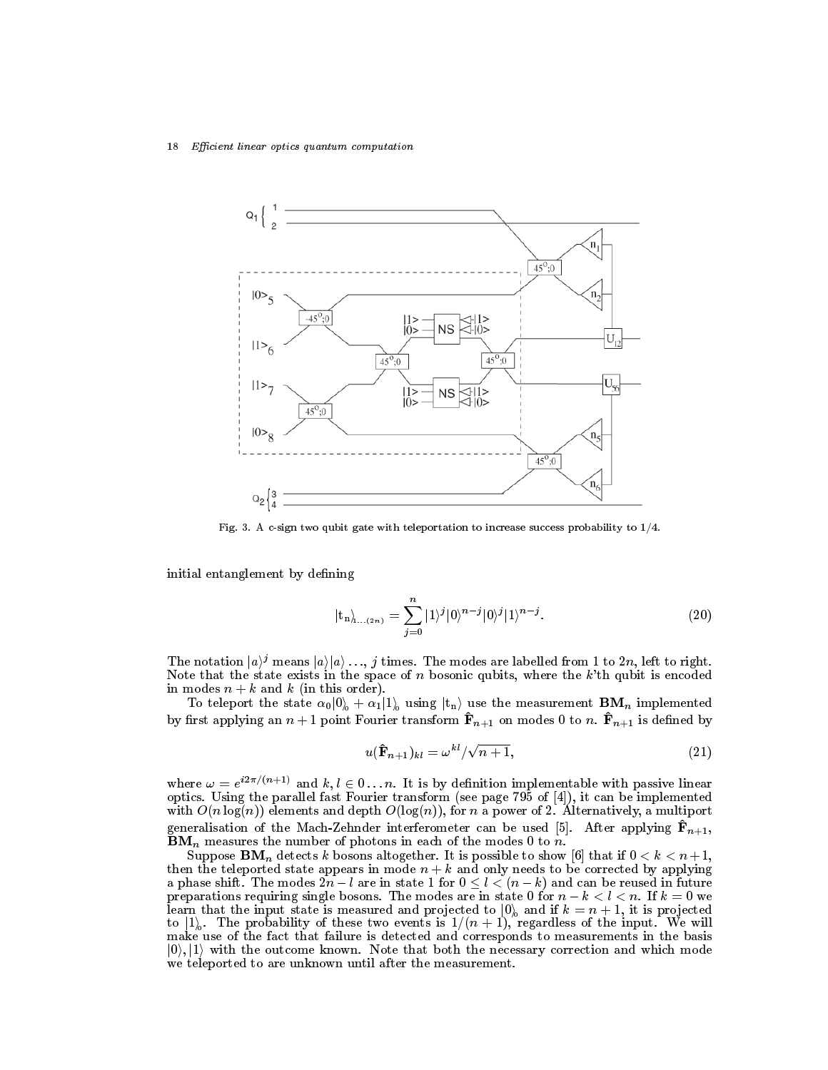Fig. 3. A c-sign two qubit gate with teleportation to increase success probability to 1/4.

initial entanglement by defining

$$|\mathrm{t_n}\rangle_{1\ldots(2n)} = \sum_{j=0}^{n} |1\rangle^{j}|0\rangle^{n-j}|0\rangle^{j}|1\rangle^{n-j}. \tag{20}$$

The notation $|a\rangle^j$ means $|a\rangle|a\rangle\ldots$, $j$ times. The modes are labelled from 1 to $2n$, left to right. Note that the state exists in the space of $n$ bosonic qubits, where the $k$'th qubit is encoded in modes $n+k$ and $k$ (in this order).

To teleport the state $\alpha_0|0\rangle_0 + \alpha_1|1\rangle_0$ using $|\mathrm{t_n}\rangle$ use the measurement $\mathbf{BM}_n$ implemented by first applying an $n+1$ point Fourier transform $\hat{\mathbf{F}}_{n+1}$ on modes 0 to $n$. $\hat{\mathbf{F}}_{n+1}$ is defined by

$$u(\hat{\mathbf{F}}_{n+1})_{kl} = \omega^{kl}/\sqrt{n+1}, \tag{21}$$

where $\omega = e^{i2\pi/(n+1)}$ and $k, l \in 0\ldots n$. It is by definition implementable with passive linear optics. Using the parallel fast Fourier transform (see page 795 of [4]), it can be implemented with $O(n\log(n))$ elements and depth $O(\log(n))$, for $n$ a power of 2. Alternatively, a multiport generalisation of the Mach-Zehnder interferometer can be used [5]. After applying $\hat{\mathbf{F}}_{n+1}$, $\mathbf{BM}_n$ measures the number of photons in each of the modes 0 to $n$.

Suppose $\mathbf{BM}_n$ detects $k$ bosons altogether. It is possible to show [6] that if $0 < k < n+1$, then the teleported state appears in mode $n+k$ and only needs to be corrected by applying a phase shift. The modes $2n-l$ are in state 1 for $0 \leq l < (n-k)$ and can be reused in future preparations requiring single bosons. The modes are in state 0 for $n-k < l < n$. If $k=0$ we learn that the input state is measured and projected to $|0\rangle_0$ and if $k = n+1$, it is projected to $|1\rangle_0$. The probability of these two events is $1/(n+1)$, regardless of the input. We will make use of the fact that failure is detected and corresponds to measurements in the basis $|0\rangle, |1\rangle$ with the outcome known. Note that both the necessary correction and which mode we teleported to are unknown until after the measurement.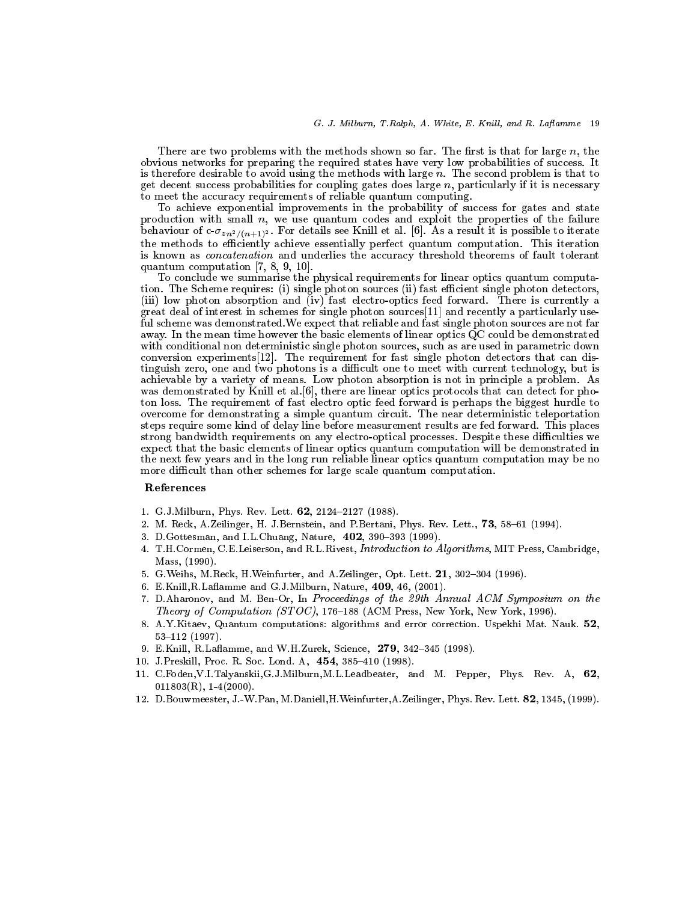There are two problems with the methods shown so far. The first is that for large $n$, the obvious networks for preparing the required states have very low probabilities of success. It is therefore desirable to avoid using the methods with large $n$. The second problem is that to get decent success probabilities for coupling gates does large $n$, particularly if it is necessary to meet the accuracy requirements of reliable quantum computing.

To achieve exponential improvements in the probability of success for gates and state production with small $n$, we use quantum codes and exploit the properties of the failure behaviour of c-$\sigma_{z n^2/(n+1)^2}$. For details see Knill et al. [6]. As a result it is possible to iterate the methods to efficiently achieve essentially perfect quantum computation. This iteration is known as *concatenation* and underlies the accuracy threshold theorems of fault tolerant quantum computation [7, 8, 9, 10].

To conclude we summarise the physical requirements for linear optics quantum computation. The Scheme requires: (i) single photon sources (ii) fast efficient single photon detectors, (iii) low photon absorption and (iv) fast electro-optics feed forward. There is currently a great deal of interest in schemes for single photon sources[11] and recently a particularly useful scheme was demonstrated.We expect that reliable and fast single photon sources are not far away. In the mean time however the basic elements of linear optics QC could be demonstrated with conditional non deterministic single photon sources, such as are used in parametric down conversion experiments[12]. The requirement for fast single photon detectors that can distinguish zero, one and two photons is a difficult one to meet with current technology, but is achievable by a variety of means. Low photon absorption is not in principle a problem. As was demonstrated by Knill et al.[6], there are linear optics protocols that can detect for photon loss. The requirement of fast electro optic feed forward is perhaps the biggest hurdle to overcome for demonstrating a simple quantum circuit. The near deterministic teleportation steps require some kind of delay line before measurement results are fed forward. This places strong bandwidth requirements on any electro-optical processes. Despite these difficulties we expect that the basic elements of linear optics quantum computation will be demonstrated in the next few years and in the long run reliable linear optics quantum computation may be no more difficult than other schemes for large scale quantum computation.

## References

1. G.J.Milburn, Phys. Rev. Lett. **62**, 2124–2127 (1988).
2. M. Reck, A.Zeilinger, H. J.Bernstein, and P.Bertani, Phys. Rev. Lett., **73**, 58–61 (1994).
3. D.Gottesman, and I.L.Chuang, Nature, **402**, 390–393 (1999).
4. T.H.Cormen, C.E.Leiserson, and R.L.Rivest, *Introduction to Algorithms*, MIT Press, Cambridge, Mass, (1990).
5. G.Weihs, M.Reck, H.Weinfurter, and A.Zeilinger, Opt. Lett. **21**, 302–304 (1996).
6. E.Knill,R.Laflamme and G.J.Milburn, Nature, **409**, 46, (2001).
7. D.Aharonov, and M. Ben-Or, In *Proceedings of the 29th Annual ACM Symposium on the Theory of Computation (STOC)*, 176–188 (ACM Press, New York, New York, 1996).
8. A.Y.Kitaev, Quantum computations: algorithms and error correction. Uspekhi Mat. Nauk. **52**, 53–112 (1997).
9. E.Knill, R.Laflamme, and W.H.Zurek, Science, **279**, 342–345 (1998).
10. J.Preskill, Proc. R. Soc. Lond. A, **454**, 385–410 (1998).
11. C.Foden,V.I.Talyanskii,G.J.Milburn,M.L.Leadbeater, and M. Pepper, Phys. Rev. A, **62**, 011803(R), 1-4(2000).
12. D.Bouwmeester, J.-W.Pan, M.Daniell,H.Weinfurter,A.Zeilinger, Phys. Rev. Lett. **82**, 1345, (1999).